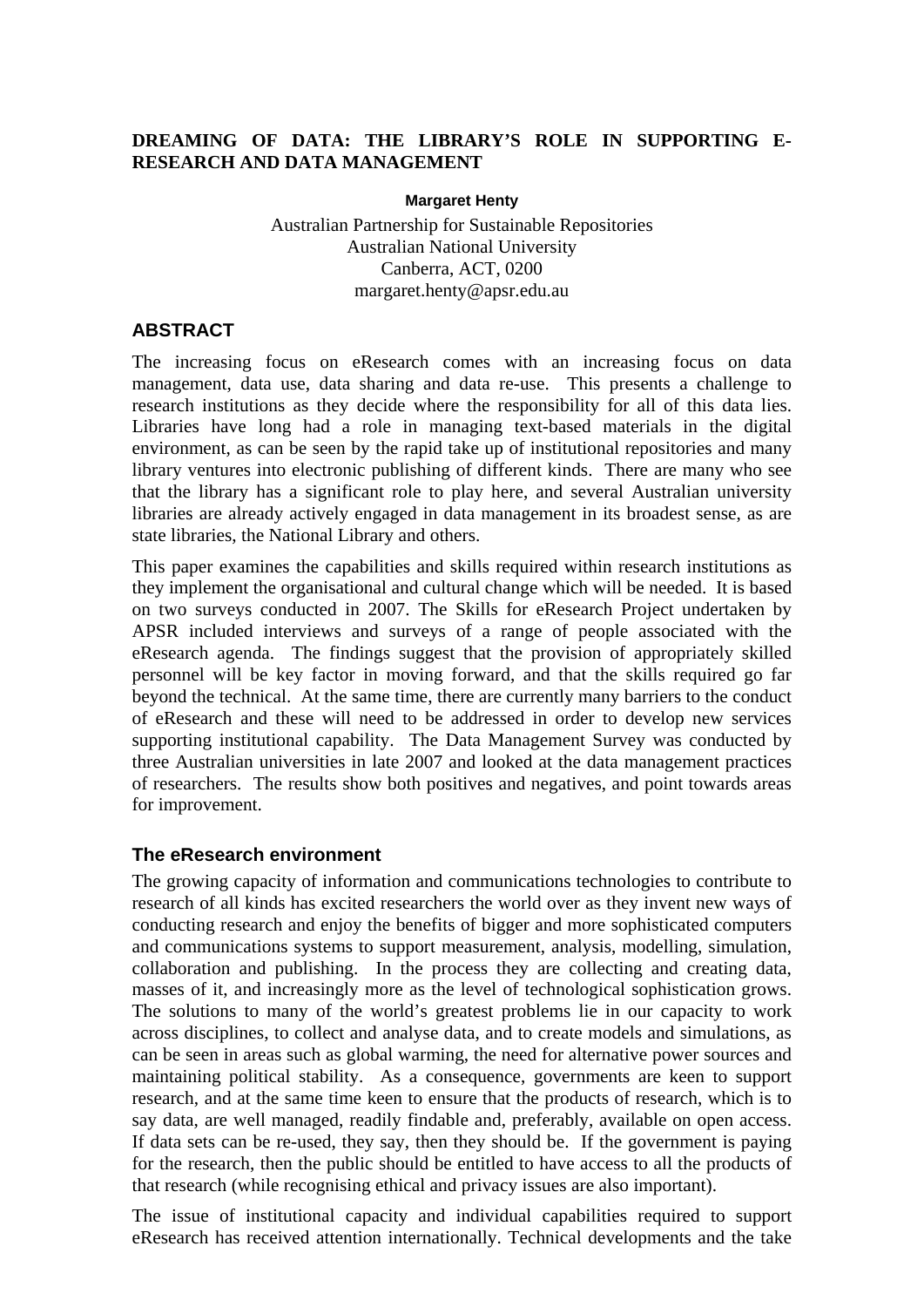# DREAMING OF DATA: THE LIBRARY'S ROLE IN SUPPORTING E-RESEARCH AND DATA MANAGEMENT

**Margaret Henty**

Australian Partnership for Sustainable Repositories
Australian National University
Canberra, ACT, 0200
margaret.henty@apsr.edu.au

## ABSTRACT

The increasing focus on eResearch comes with an increasing focus on data management, data use, data sharing and data re-use. This presents a challenge to research institutions as they decide where the responsibility for all of this data lies. Libraries have long had a role in managing text-based materials in the digital environment, as can be seen by the rapid take up of institutional repositories and many library ventures into electronic publishing of different kinds. There are many who see that the library has a significant role to play here, and several Australian university libraries are already actively engaged in data management in its broadest sense, as are state libraries, the National Library and others.

This paper examines the capabilities and skills required within research institutions as they implement the organisational and cultural change which will be needed. It is based on two surveys conducted in 2007. The Skills for eResearch Project undertaken by APSR included interviews and surveys of a range of people associated with the eResearch agenda. The findings suggest that the provision of appropriately skilled personnel will be key factor in moving forward, and that the skills required go far beyond the technical. At the same time, there are currently many barriers to the conduct of eResearch and these will need to be addressed in order to develop new services supporting institutional capability. The Data Management Survey was conducted by three Australian universities in late 2007 and looked at the data management practices of researchers. The results show both positives and negatives, and point towards areas for improvement.

## The eResearch environment

The growing capacity of information and communications technologies to contribute to research of all kinds has excited researchers the world over as they invent new ways of conducting research and enjoy the benefits of bigger and more sophisticated computers and communications systems to support measurement, analysis, modelling, simulation, collaboration and publishing. In the process they are collecting and creating data, masses of it, and increasingly more as the level of technological sophistication grows. The solutions to many of the world's greatest problems lie in our capacity to work across disciplines, to collect and analyse data, and to create models and simulations, as can be seen in areas such as global warming, the need for alternative power sources and maintaining political stability. As a consequence, governments are keen to support research, and at the same time keen to ensure that the products of research, which is to say data, are well managed, readily findable and, preferably, available on open access. If data sets can be re-used, they say, then they should be. If the government is paying for the research, then the public should be entitled to have access to all the products of that research (while recognising ethical and privacy issues are also important).

The issue of institutional capacity and individual capabilities required to support eResearch has received attention internationally. Technical developments and the take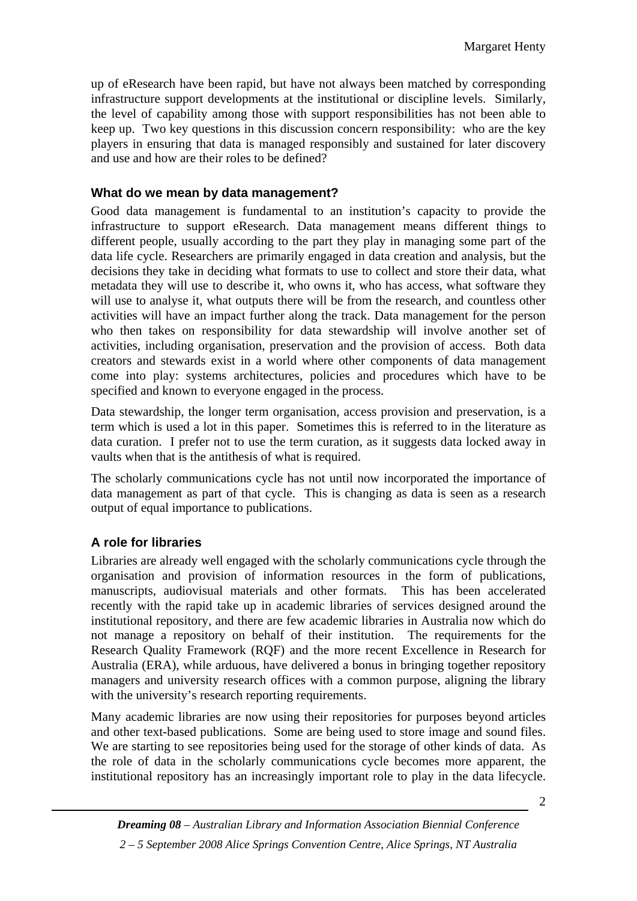up of eResearch have been rapid, but have not always been matched by corresponding infrastructure support developments at the institutional or discipline levels. Similarly, the level of capability among those with support responsibilities has not been able to keep up. Two key questions in this discussion concern responsibility: who are the key players in ensuring that data is managed responsibly and sustained for later discovery and use and how are their roles to be defined?

### What do we mean by data management?

Good data management is fundamental to an institution's capacity to provide the infrastructure to support eResearch. Data management means different things to different people, usually according to the part they play in managing some part of the data life cycle. Researchers are primarily engaged in data creation and analysis, but the decisions they take in deciding what formats to use to collect and store their data, what metadata they will use to describe it, who owns it, who has access, what software they will use to analyse it, what outputs there will be from the research, and countless other activities will have an impact further along the track. Data management for the person who then takes on responsibility for data stewardship will involve another set of activities, including organisation, preservation and the provision of access. Both data creators and stewards exist in a world where other components of data management come into play: systems architectures, policies and procedures which have to be specified and known to everyone engaged in the process.

Data stewardship, the longer term organisation, access provision and preservation, is a term which is used a lot in this paper. Sometimes this is referred to in the literature as data curation. I prefer not to use the term curation, as it suggests data locked away in vaults when that is the antithesis of what is required.

The scholarly communications cycle has not until now incorporated the importance of data management as part of that cycle. This is changing as data is seen as a research output of equal importance to publications.

### A role for libraries

Libraries are already well engaged with the scholarly communications cycle through the organisation and provision of information resources in the form of publications, manuscripts, audiovisual materials and other formats. This has been accelerated recently with the rapid take up in academic libraries of services designed around the institutional repository, and there are few academic libraries in Australia now which do not manage a repository on behalf of their institution. The requirements for the Research Quality Framework (RQF) and the more recent Excellence in Research for Australia (ERA), while arduous, have delivered a bonus in bringing together repository managers and university research offices with a common purpose, aligning the library with the university's research reporting requirements.

Many academic libraries are now using their repositories for purposes beyond articles and other text-based publications. Some are being used to store image and sound files. We are starting to see repositories being used for the storage of other kinds of data. As the role of data in the scholarly communications cycle becomes more apparent, the institutional repository has an increasingly important role to play in the data lifecycle.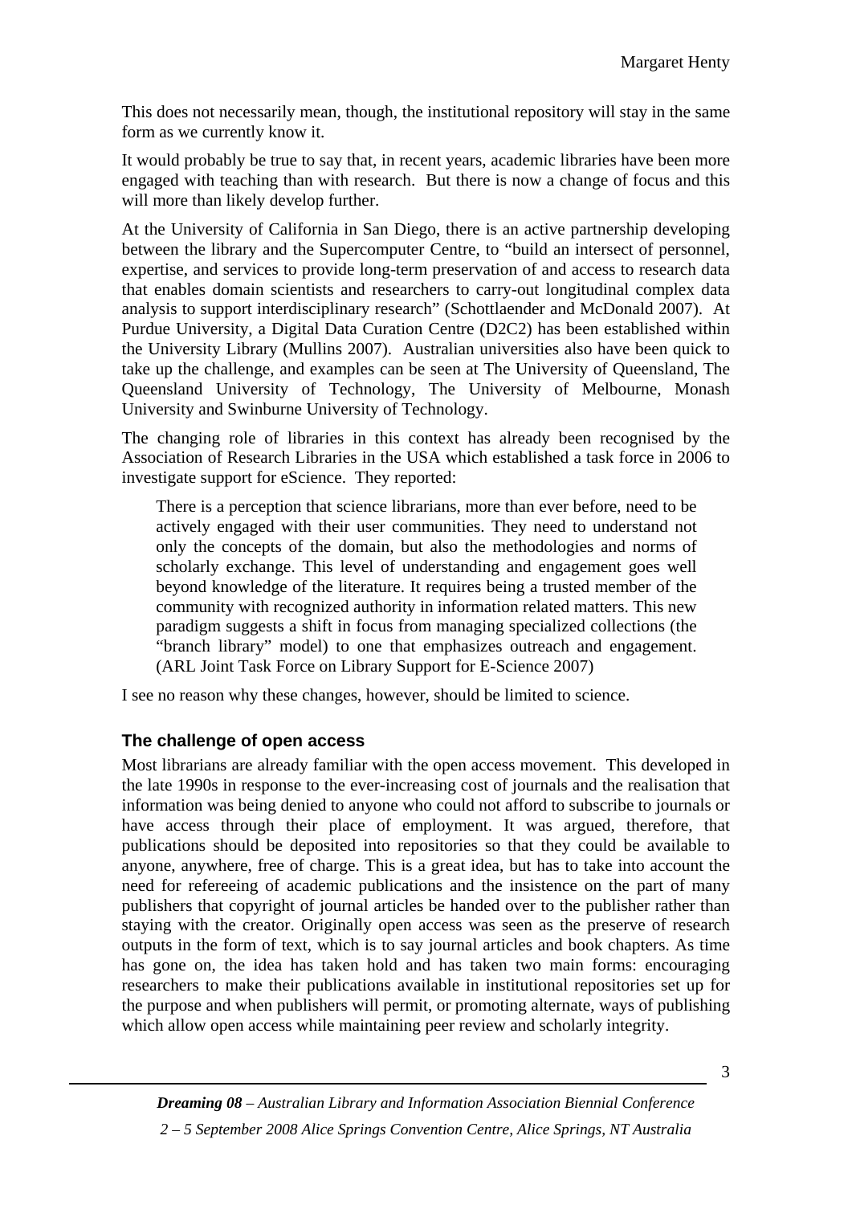This does not necessarily mean, though, the institutional repository will stay in the same form as we currently know it.

It would probably be true to say that, in recent years, academic libraries have been more engaged with teaching than with research. But there is now a change of focus and this will more than likely develop further.

At the University of California in San Diego, there is an active partnership developing between the library and the Supercomputer Centre, to "build an intersect of personnel, expertise, and services to provide long-term preservation of and access to research data that enables domain scientists and researchers to carry-out longitudinal complex data analysis to support interdisciplinary research" (Schottlaender and McDonald 2007). At Purdue University, a Digital Data Curation Centre (D2C2) has been established within the University Library (Mullins 2007). Australian universities also have been quick to take up the challenge, and examples can be seen at The University of Queensland, The Queensland University of Technology, The University of Melbourne, Monash University and Swinburne University of Technology.

The changing role of libraries in this context has already been recognised by the Association of Research Libraries in the USA which established a task force in 2006 to investigate support for eScience. They reported:

> There is a perception that science librarians, more than ever before, need to be actively engaged with their user communities. They need to understand not only the concepts of the domain, but also the methodologies and norms of scholarly exchange. This level of understanding and engagement goes well beyond knowledge of the literature. It requires being a trusted member of the community with recognized authority in information related matters. This new paradigm suggests a shift in focus from managing specialized collections (the "branch library" model) to one that emphasizes outreach and engagement. (ARL Joint Task Force on Library Support for E-Science 2007)

I see no reason why these changes, however, should be limited to science.

## The challenge of open access

Most librarians are already familiar with the open access movement. This developed in the late 1990s in response to the ever-increasing cost of journals and the realisation that information was being denied to anyone who could not afford to subscribe to journals or have access through their place of employment. It was argued, therefore, that publications should be deposited into repositories so that they could be available to anyone, anywhere, free of charge. This is a great idea, but has to take into account the need for refereeing of academic publications and the insistence on the part of many publishers that copyright of journal articles be handed over to the publisher rather than staying with the creator. Originally open access was seen as the preserve of research outputs in the form of text, which is to say journal articles and book chapters. As time has gone on, the idea has taken hold and has taken two main forms: encouraging researchers to make their publications available in institutional repositories set up for the purpose and when publishers will permit, or promoting alternate, ways of publishing which allow open access while maintaining peer review and scholarly integrity.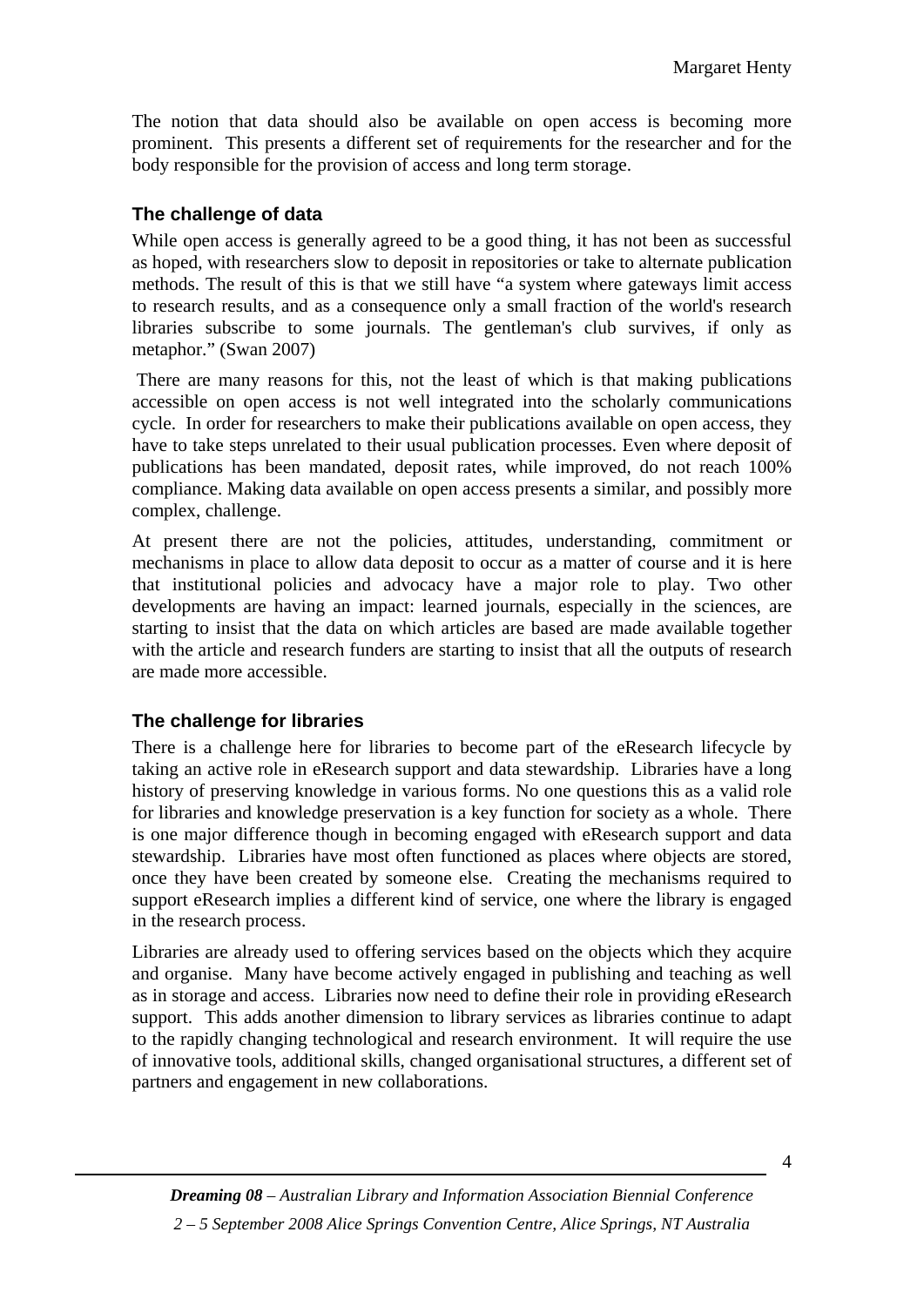The notion that data should also be available on open access is becoming more prominent. This presents a different set of requirements for the researcher and for the body responsible for the provision of access and long term storage.

## The challenge of data

While open access is generally agreed to be a good thing, it has not been as successful as hoped, with researchers slow to deposit in repositories or take to alternate publication methods. The result of this is that we still have "a system where gateways limit access to research results, and as a consequence only a small fraction of the world's research libraries subscribe to some journals. The gentleman's club survives, if only as metaphor." (Swan 2007)

There are many reasons for this, not the least of which is that making publications accessible on open access is not well integrated into the scholarly communications cycle. In order for researchers to make their publications available on open access, they have to take steps unrelated to their usual publication processes. Even where deposit of publications has been mandated, deposit rates, while improved, do not reach 100% compliance. Making data available on open access presents a similar, and possibly more complex, challenge.

At present there are not the policies, attitudes, understanding, commitment or mechanisms in place to allow data deposit to occur as a matter of course and it is here that institutional policies and advocacy have a major role to play. Two other developments are having an impact: learned journals, especially in the sciences, are starting to insist that the data on which articles are based are made available together with the article and research funders are starting to insist that all the outputs of research are made more accessible.

## The challenge for libraries

There is a challenge here for libraries to become part of the eResearch lifecycle by taking an active role in eResearch support and data stewardship. Libraries have a long history of preserving knowledge in various forms. No one questions this as a valid role for libraries and knowledge preservation is a key function for society as a whole. There is one major difference though in becoming engaged with eResearch support and data stewardship. Libraries have most often functioned as places where objects are stored, once they have been created by someone else. Creating the mechanisms required to support eResearch implies a different kind of service, one where the library is engaged in the research process.

Libraries are already used to offering services based on the objects which they acquire and organise. Many have become actively engaged in publishing and teaching as well as in storage and access. Libraries now need to define their role in providing eResearch support. This adds another dimension to library services as libraries continue to adapt to the rapidly changing technological and research environment. It will require the use of innovative tools, additional skills, changed organisational structures, a different set of partners and engagement in new collaborations.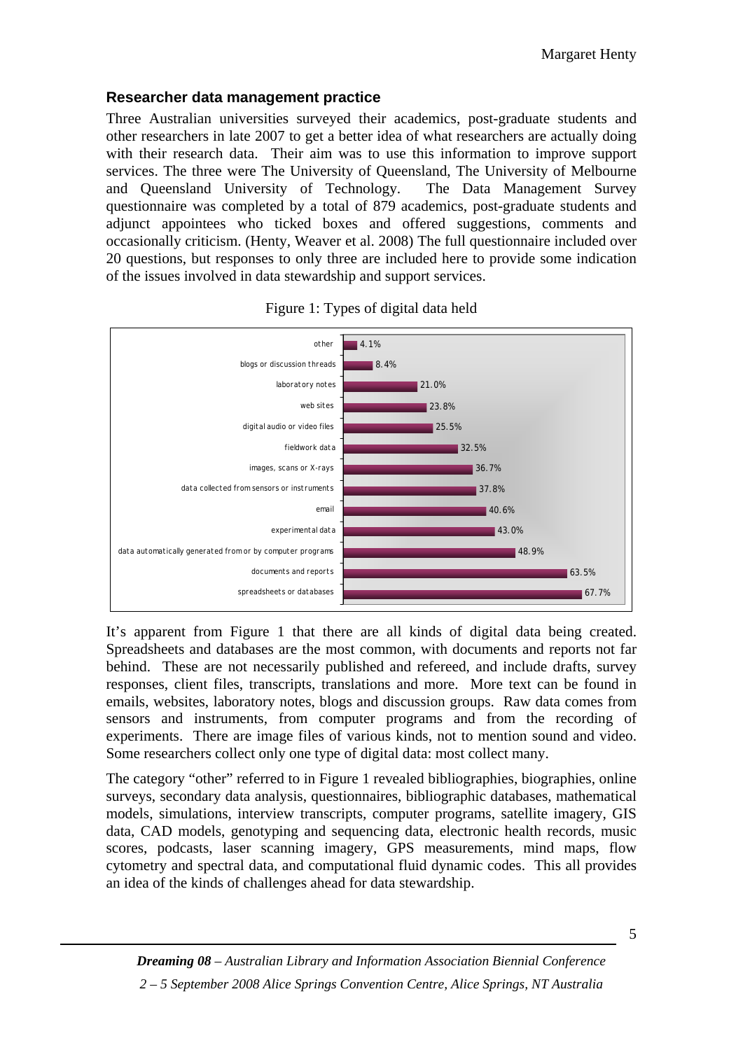## Researcher data management practice

Three Australian universities surveyed their academics, post-graduate students and other researchers in late 2007 to get a better idea of what researchers are actually doing with their research data. Their aim was to use this information to improve support services. The three were The University of Queensland, The University of Melbourne and Queensland University of Technology. The Data Management Survey questionnaire was completed by a total of 879 academics, post-graduate students and adjunct appointees who ticked boxes and offered suggestions, comments and occasionally criticism. (Henty, Weaver et al. 2008) The full questionnaire included over 20 questions, but responses to only three are included here to provide some indication of the issues involved in data stewardship and support services.

Figure 1: Types of digital data held

| Type of data | % |
| --- | --- |
| other | 4.1% |
| blogs or discussion threads | 8.4% |
| laboratory notes | 21.0% |
| web sites | 23.8% |
| digital audio or video files | 25.5% |
| fieldwork data | 32.5% |
| images, scans or X-rays | 36.7% |
| data collected from sensors or instruments | 37.8% |
| email | 40.6% |
| experimental data | 43.0% |
| data automatically generated from or by computer programs | 48.9% |
| documents and reports | 63.5% |
| spreadsheets or databases | 67.7% |

It's apparent from Figure 1 that there are all kinds of digital data being created. Spreadsheets and databases are the most common, with documents and reports not far behind. These are not necessarily published and refereed, and include drafts, survey responses, client files, transcripts, translations and more. More text can be found in emails, websites, laboratory notes, blogs and discussion groups. Raw data comes from sensors and instruments, from computer programs and from the recording of experiments. There are image files of various kinds, not to mention sound and video. Some researchers collect only one type of digital data: most collect many.

The category "other" referred to in Figure 1 revealed bibliographies, biographies, online surveys, secondary data analysis, questionnaires, bibliographic databases, mathematical models, simulations, interview transcripts, computer programs, satellite imagery, GIS data, CAD models, genotyping and sequencing data, electronic health records, music scores, podcasts, laser scanning imagery, GPS measurements, mind maps, flow cytometry and spectral data, and computational fluid dynamic codes. This all provides an idea of the kinds of challenges ahead for data stewardship.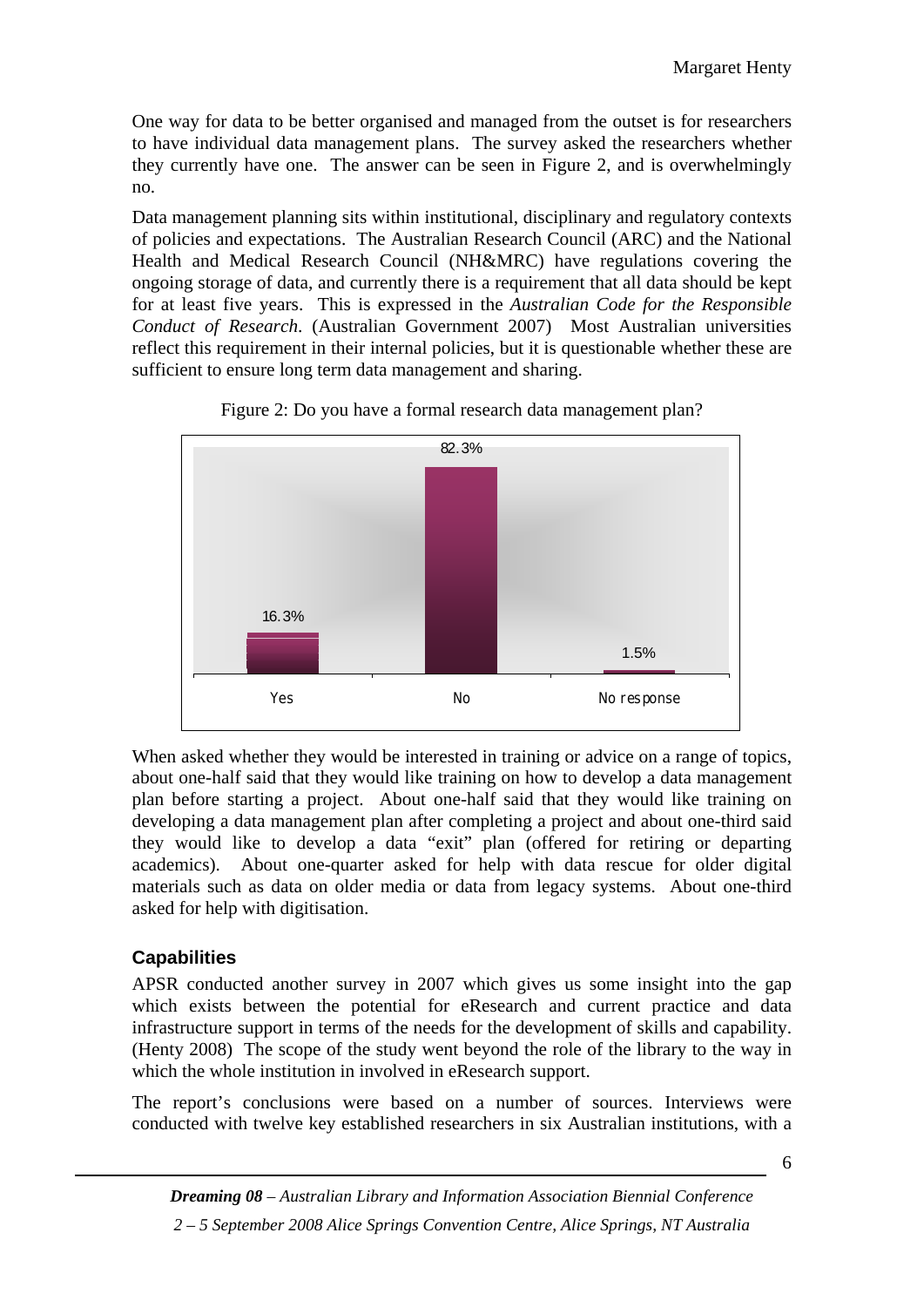One way for data to be better organised and managed from the outset is for researchers to have individual data management plans. The survey asked the researchers whether they currently have one. The answer can be seen in Figure 2, and is overwhelmingly no.

Data management planning sits within institutional, disciplinary and regulatory contexts of policies and expectations. The Australian Research Council (ARC) and the National Health and Medical Research Council (NH&MRC) have regulations covering the ongoing storage of data, and currently there is a requirement that all data should be kept for at least five years. This is expressed in the *Australian Code for the Responsible Conduct of Research*. (Australian Government 2007) Most Australian universities reflect this requirement in their internal policies, but it is questionable whether these are sufficient to ensure long term data management and sharing.

Figure 2: Do you have a formal research data management plan?

| Response | Percentage |
|---|---|
| Yes | 16.3% |
| No | 82.3% |
| No response | 1.5% |

When asked whether they would be interested in training or advice on a range of topics, about one-half said that they would like training on how to develop a data management plan before starting a project. About one-half said that they would like training on developing a data management plan after completing a project and about one-third said they would like to develop a data "exit" plan (offered for retiring or departing academics). About one-quarter asked for help with data rescue for older digital materials such as data on older media or data from legacy systems. About one-third asked for help with digitisation.

## Capabilities

APSR conducted another survey in 2007 which gives us some insight into the gap which exists between the potential for eResearch and current practice and data infrastructure support in terms of the needs for the development of skills and capability. (Henty 2008) The scope of the study went beyond the role of the library to the way in which the whole institution in involved in eResearch support.

The report's conclusions were based on a number of sources. Interviews were conducted with twelve key established researchers in six Australian institutions, with a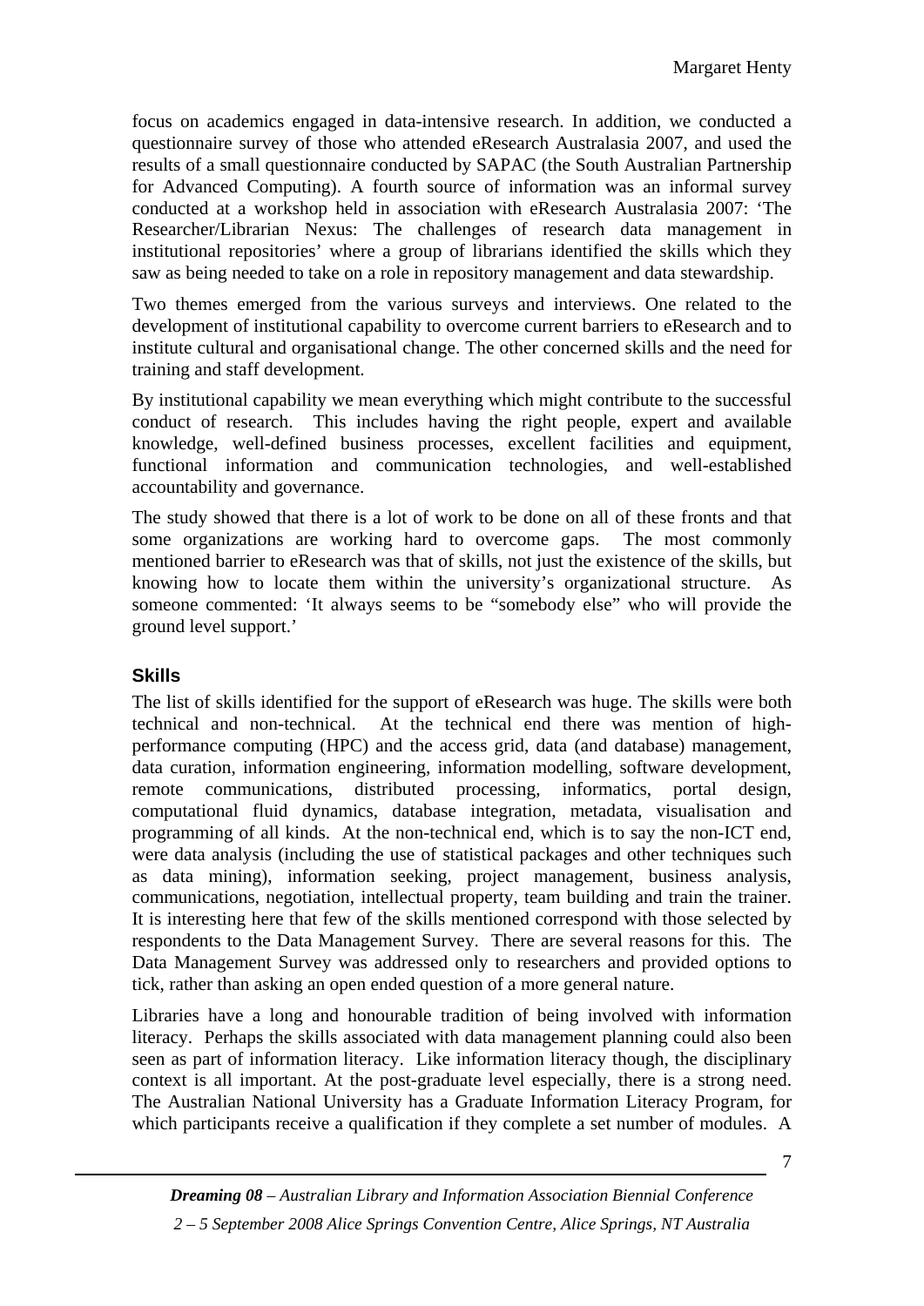focus on academics engaged in data-intensive research. In addition, we conducted a questionnaire survey of those who attended eResearch Australasia 2007, and used the results of a small questionnaire conducted by SAPAC (the South Australian Partnership for Advanced Computing). A fourth source of information was an informal survey conducted at a workshop held in association with eResearch Australasia 2007: 'The Researcher/Librarian Nexus: The challenges of research data management in institutional repositories' where a group of librarians identified the skills which they saw as being needed to take on a role in repository management and data stewardship.

Two themes emerged from the various surveys and interviews. One related to the development of institutional capability to overcome current barriers to eResearch and to institute cultural and organisational change. The other concerned skills and the need for training and staff development.

By institutional capability we mean everything which might contribute to the successful conduct of research. This includes having the right people, expert and available knowledge, well-defined business processes, excellent facilities and equipment, functional information and communication technologies, and well-established accountability and governance.

The study showed that there is a lot of work to be done on all of these fronts and that some organizations are working hard to overcome gaps. The most commonly mentioned barrier to eResearch was that of skills, not just the existence of the skills, but knowing how to locate them within the university's organizational structure. As someone commented: 'It always seems to be "somebody else" who will provide the ground level support.'

## Skills

The list of skills identified for the support of eResearch was huge. The skills were both technical and non-technical. At the technical end there was mention of high-performance computing (HPC) and the access grid, data (and database) management, data curation, information engineering, information modelling, software development, remote communications, distributed processing, informatics, portal design, computational fluid dynamics, database integration, metadata, visualisation and programming of all kinds. At the non-technical end, which is to say the non-ICT end, were data analysis (including the use of statistical packages and other techniques such as data mining), information seeking, project management, business analysis, communications, negotiation, intellectual property, team building and train the trainer. It is interesting here that few of the skills mentioned correspond with those selected by respondents to the Data Management Survey. There are several reasons for this. The Data Management Survey was addressed only to researchers and provided options to tick, rather than asking an open ended question of a more general nature.

Libraries have a long and honourable tradition of being involved with information literacy. Perhaps the skills associated with data management planning could also been seen as part of information literacy. Like information literacy though, the disciplinary context is all important. At the post-graduate level especially, there is a strong need. The Australian National University has a Graduate Information Literacy Program, for which participants receive a qualification if they complete a set number of modules. A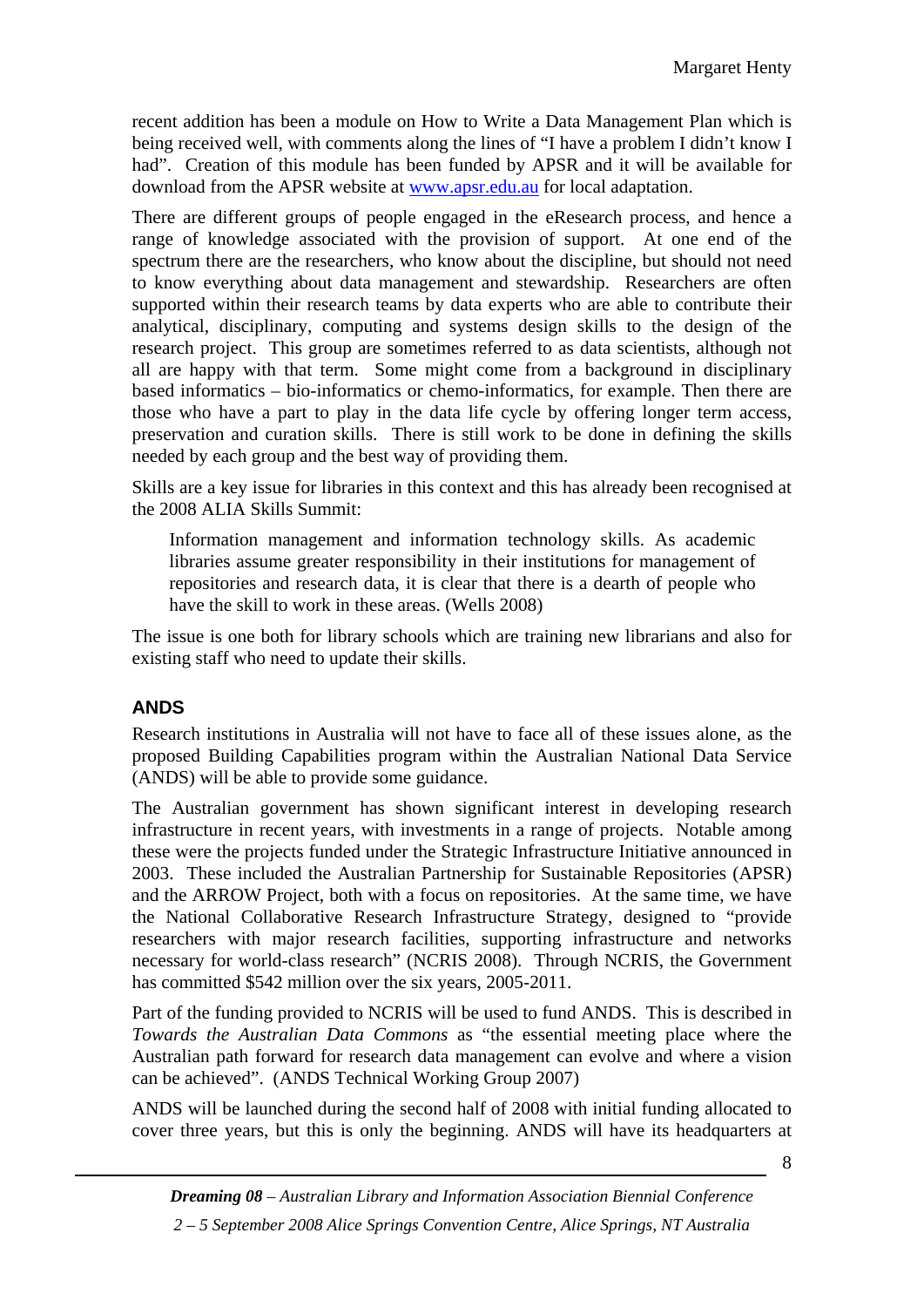recent addition has been a module on How to Write a Data Management Plan which is being received well, with comments along the lines of "I have a problem I didn't know I had". Creation of this module has been funded by APSR and it will be available for download from the APSR website at [www.apsr.edu.au](http://www.apsr.edu.au) for local adaptation.

There are different groups of people engaged in the eResearch process, and hence a range of knowledge associated with the provision of support. At one end of the spectrum there are the researchers, who know about the discipline, but should not need to know everything about data management and stewardship. Researchers are often supported within their research teams by data experts who are able to contribute their analytical, disciplinary, computing and systems design skills to the design of the research project. This group are sometimes referred to as data scientists, although not all are happy with that term. Some might come from a background in disciplinary based informatics – bio-informatics or chemo-informatics, for example. Then there are those who have a part to play in the data life cycle by offering longer term access, preservation and curation skills. There is still work to be done in defining the skills needed by each group and the best way of providing them.

Skills are a key issue for libraries in this context and this has already been recognised at the 2008 ALIA Skills Summit:

> Information management and information technology skills. As academic libraries assume greater responsibility in their institutions for management of repositories and research data, it is clear that there is a dearth of people who have the skill to work in these areas. (Wells 2008)

The issue is one both for library schools which are training new librarians and also for existing staff who need to update their skills.

## ANDS

Research institutions in Australia will not have to face all of these issues alone, as the proposed Building Capabilities program within the Australian National Data Service (ANDS) will be able to provide some guidance.

The Australian government has shown significant interest in developing research infrastructure in recent years, with investments in a range of projects. Notable among these were the projects funded under the Strategic Infrastructure Initiative announced in 2003. These included the Australian Partnership for Sustainable Repositories (APSR) and the ARROW Project, both with a focus on repositories. At the same time, we have the National Collaborative Research Infrastructure Strategy, designed to "provide researchers with major research facilities, supporting infrastructure and networks necessary for world-class research" (NCRIS 2008). Through NCRIS, the Government has committed $542 million over the six years, 2005-2011.

Part of the funding provided to NCRIS will be used to fund ANDS. This is described in *Towards the Australian Data Commons* as "the essential meeting place where the Australian path forward for research data management can evolve and where a vision can be achieved". (ANDS Technical Working Group 2007)

ANDS will be launched during the second half of 2008 with initial funding allocated to cover three years, but this is only the beginning. ANDS will have its headquarters at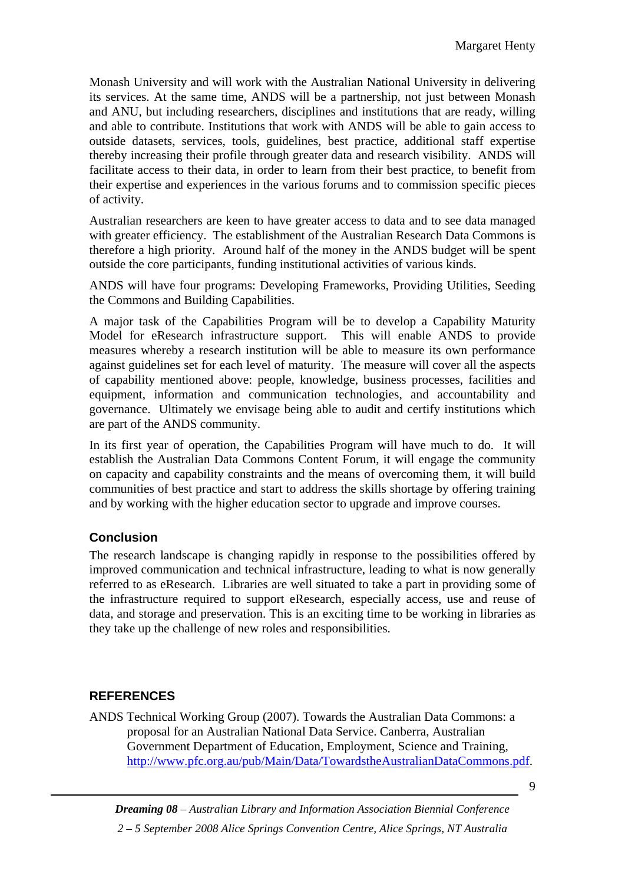Monash University and will work with the Australian National University in delivering its services. At the same time, ANDS will be a partnership, not just between Monash and ANU, but including researchers, disciplines and institutions that are ready, willing and able to contribute. Institutions that work with ANDS will be able to gain access to outside datasets, services, tools, guidelines, best practice, additional staff expertise thereby increasing their profile through greater data and research visibility. ANDS will facilitate access to their data, in order to learn from their best practice, to benefit from their expertise and experiences in the various forums and to commission specific pieces of activity.

Australian researchers are keen to have greater access to data and to see data managed with greater efficiency. The establishment of the Australian Research Data Commons is therefore a high priority. Around half of the money in the ANDS budget will be spent outside the core participants, funding institutional activities of various kinds.

ANDS will have four programs: Developing Frameworks, Providing Utilities, Seeding the Commons and Building Capabilities.

A major task of the Capabilities Program will be to develop a Capability Maturity Model for eResearch infrastructure support. This will enable ANDS to provide measures whereby a research institution will be able to measure its own performance against guidelines set for each level of maturity. The measure will cover all the aspects of capability mentioned above: people, knowledge, business processes, facilities and equipment, information and communication technologies, and accountability and governance. Ultimately we envisage being able to audit and certify institutions which are part of the ANDS community.

In its first year of operation, the Capabilities Program will have much to do. It will establish the Australian Data Commons Content Forum, it will engage the community on capacity and capability constraints and the means of overcoming them, it will build communities of best practice and start to address the skills shortage by offering training and by working with the higher education sector to upgrade and improve courses.

## Conclusion

The research landscape is changing rapidly in response to the possibilities offered by improved communication and technical infrastructure, leading to what is now generally referred to as eResearch. Libraries are well situated to take a part in providing some of the infrastructure required to support eResearch, especially access, use and reuse of data, and storage and preservation. This is an exciting time to be working in libraries as they take up the challenge of new roles and responsibilities.

## REFERENCES

ANDS Technical Working Group (2007). Towards the Australian Data Commons: a proposal for an Australian National Data Service. Canberra, Australian Government Department of Education, Employment, Science and Training, http://www.pfc.org.au/pub/Main/Data/TowardstheAustralianDataCommons.pdf.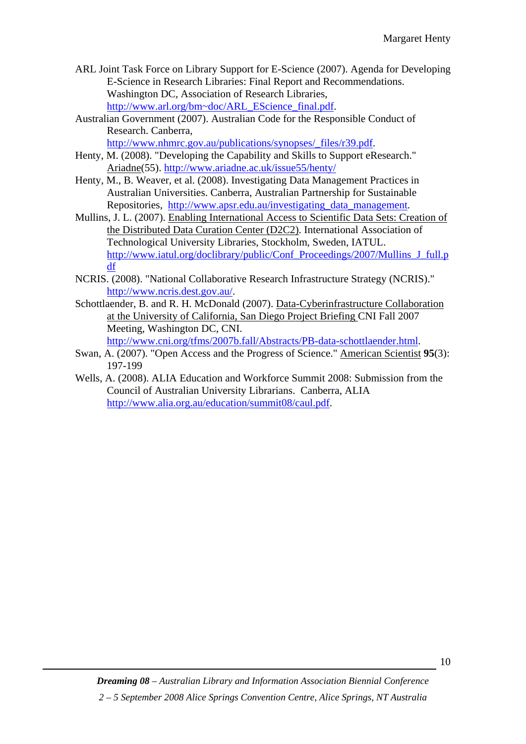ARL Joint Task Force on Library Support for E-Science (2007). Agenda for Developing E-Science in Research Libraries: Final Report and Recommendations. Washington DC, Association of Research Libraries, http://www.arl.org/bm~doc/ARL_EScience_final.pdf.

Australian Government (2007). Australian Code for the Responsible Conduct of Research. Canberra, http://www.nhmrc.gov.au/publications/synopses/_files/r39.pdf.

Henty, M. (2008). "Developing the Capability and Skills to Support eResearch." Ariadne(55). http://www.ariadne.ac.uk/issue55/henty/

Henty, M., B. Weaver, et al. (2008). Investigating Data Management Practices in Australian Universities. Canberra, Australian Partnership for Sustainable Repositories, http://www.apsr.edu.au/investigating_data_management.

Mullins, J. L. (2007). Enabling International Access to Scientific Data Sets: Creation of the Distributed Data Curation Center (D2C2). International Association of Technological University Libraries, Stockholm, Sweden, IATUL. http://www.iatul.org/doclibrary/public/Conf_Proceedings/2007/Mullins_J_full.pdf

NCRIS. (2008). "National Collaborative Research Infrastructure Strategy (NCRIS)." http://www.ncris.dest.gov.au/.

Schottlaender, B. and R. H. McDonald (2007). Data-Cyberinfrastructure Collaboration at the University of California, San Diego Project Briefing CNI Fall 2007 Meeting, Washington DC, CNI. http://www.cni.org/tfms/2007b.fall/Abstracts/PB-data-schottlaender.html.

Swan, A. (2007). "Open Access and the Progress of Science." American Scientist **95**(3): 197-199

Wells, A. (2008). ALIA Education and Workforce Summit 2008: Submission from the Council of Australian University Librarians. Canberra, ALIA http://www.alia.org.au/education/summit08/caul.pdf.